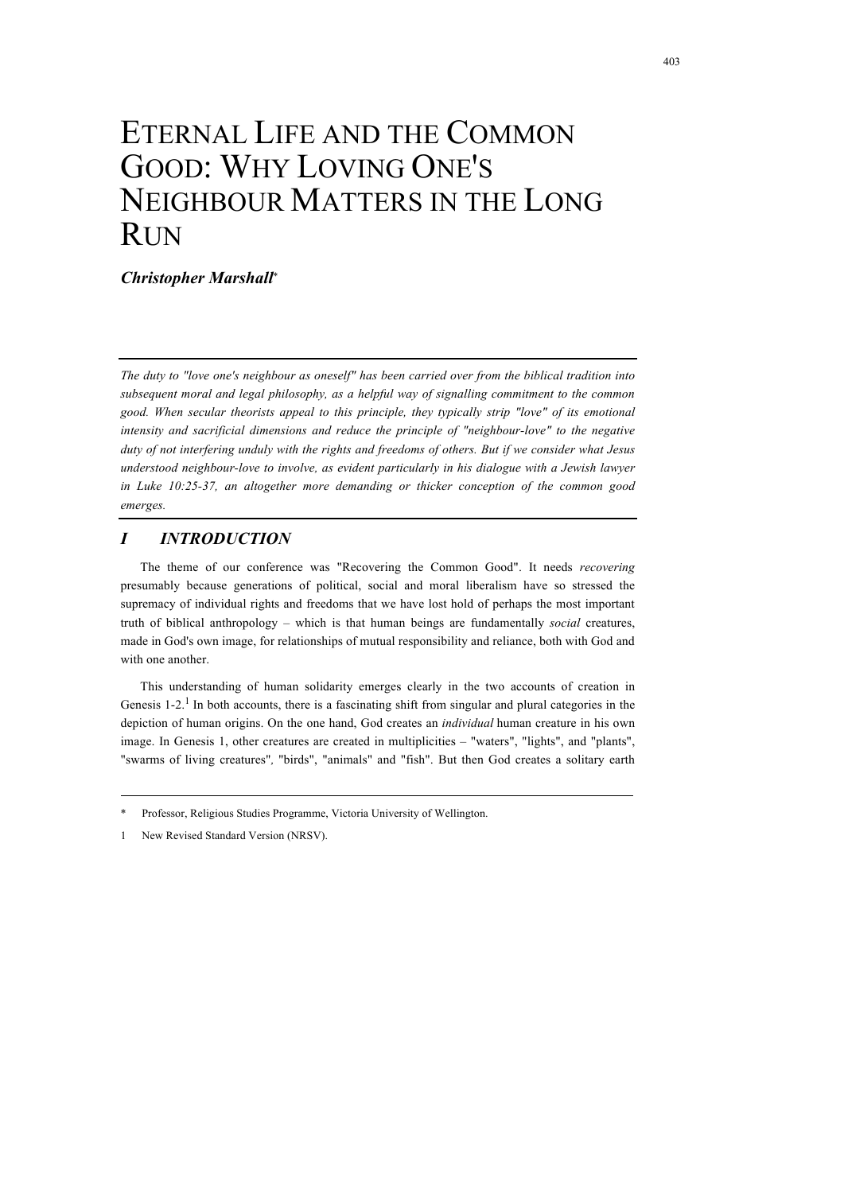# ETERNAL LIFE AND THE COMMON GOOD: WHY LOVING ONE'S NEIGHBOUR MATTERS IN THE LONG RUN

***Christopher Marshall****

*The duty to "love one's neighbour as oneself" has been carried over from the biblical tradition into subsequent moral and legal philosophy, as a helpful way of signalling commitment to the common good. When secular theorists appeal to this principle, they typically strip "love" of its emotional intensity and sacrificial dimensions and reduce the principle of "neighbour-love" to the negative duty of not interfering unduly with the rights and freedoms of others. But if we consider what Jesus understood neighbour-love to involve, as evident particularly in his dialogue with a Jewish lawyer in Luke 10:25-37, an altogether more demanding or thicker conception of the common good emerges.*

## *I INTRODUCTION*

The theme of our conference was "Recovering the Common Good". It needs *recovering* presumably because generations of political, social and moral liberalism have so stressed the supremacy of individual rights and freedoms that we have lost hold of perhaps the most important truth of biblical anthropology – which is that human beings are fundamentally *social* creatures, made in God's own image, for relationships of mutual responsibility and reliance, both with God and with one another.

This understanding of human solidarity emerges clearly in the two accounts of creation in Genesis 1-2.[1] In both accounts, there is a fascinating shift from singular and plural categories in the depiction of human origins. On the one hand, God creates an *individual* human creature in his own image. In Genesis 1, other creatures are created in multiplicities – "waters", "lights", and "plants", "swarms of living creatures", "birds", "animals" and "fish". But then God creates a solitary earth

---

\* Professor, Religious Studies Programme, Victoria University of Wellington.

1 New Revised Standard Version (NRSV).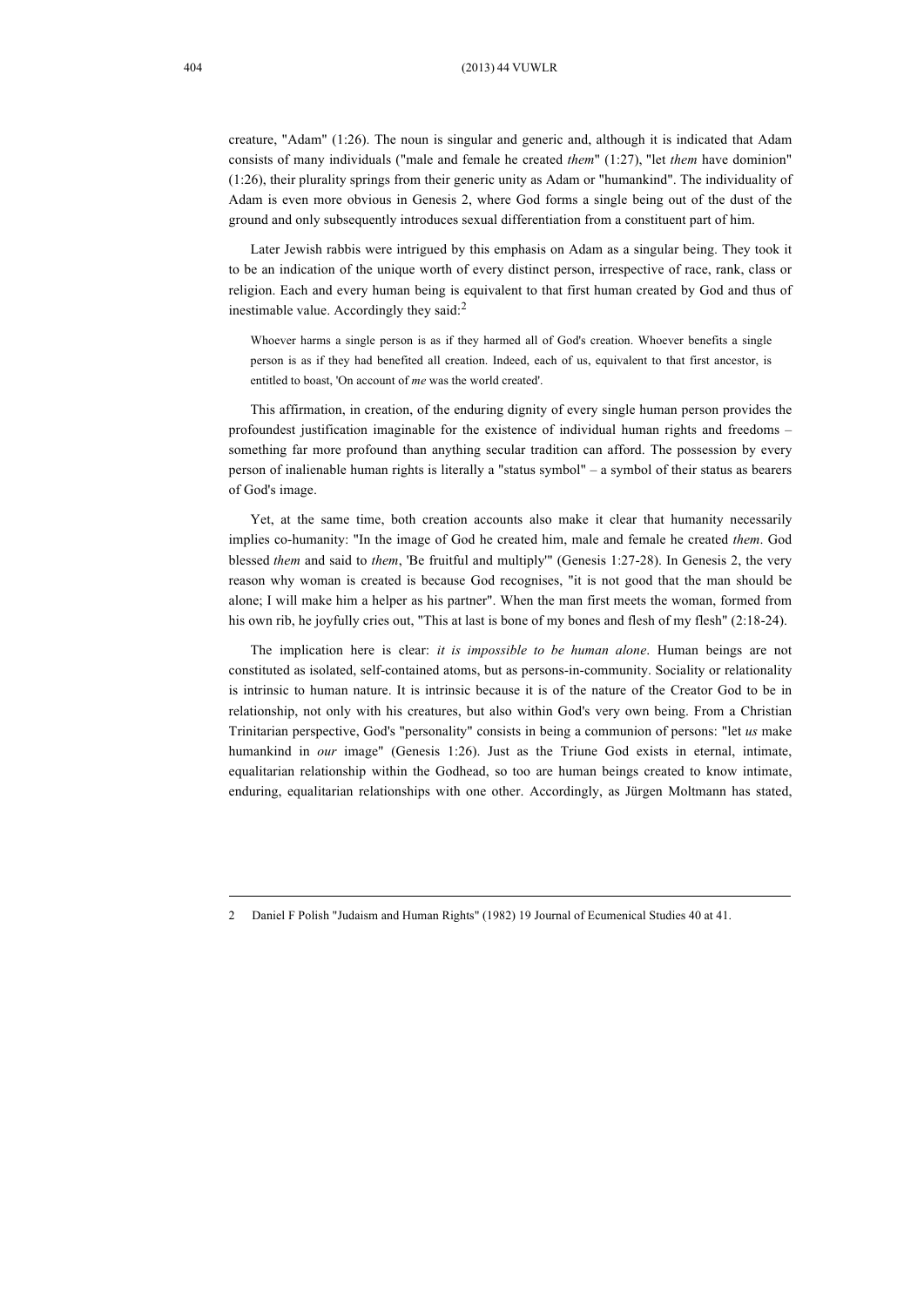creature, "Adam" (1:26). The noun is singular and generic and, although it is indicated that Adam consists of many individuals ("male and female he created *them*" (1:27), "let *them* have dominion" (1:26), their plurality springs from their generic unity as Adam or "humankind". The individuality of Adam is even more obvious in Genesis 2, where God forms a single being out of the dust of the ground and only subsequently introduces sexual differentiation from a constituent part of him.

Later Jewish rabbis were intrigued by this emphasis on Adam as a singular being. They took it to be an indication of the unique worth of every distinct person, irrespective of race, rank, class or religion. Each and every human being is equivalent to that first human created by God and thus of inestimable value. Accordingly they said:[2]

> Whoever harms a single person is as if they harmed all of God's creation. Whoever benefits a single person is as if they had benefited all creation. Indeed, each of us, equivalent to that first ancestor, is entitled to boast, 'On account of *me* was the world created'.

This affirmation, in creation, of the enduring dignity of every single human person provides the profoundest justification imaginable for the existence of individual human rights and freedoms – something far more profound than anything secular tradition can afford. The possession by every person of inalienable human rights is literally a "status symbol" – a symbol of their status as bearers of God's image.

Yet, at the same time, both creation accounts also make it clear that humanity necessarily implies co-humanity: "In the image of God he created him, male and female he created *them*. God blessed *them* and said to *them*, 'Be fruitful and multiply'" (Genesis 1:27-28). In Genesis 2, the very reason why woman is created is because God recognises, "it is not good that the man should be alone; I will make him a helper as his partner". When the man first meets the woman, formed from his own rib, he joyfully cries out, "This at last is bone of my bones and flesh of my flesh" (2:18-24).

The implication here is clear: *it is impossible to be human alone*. Human beings are not constituted as isolated, self-contained atoms, but as persons-in-community. Sociality or relationality is intrinsic to human nature. It is intrinsic because it is of the nature of the Creator God to be in relationship, not only with his creatures, but also within God's very own being. From a Christian Trinitarian perspective, God's "personality" consists in being a communion of persons: "let *us* make humankind in *our* image" (Genesis 1:26). Just as the Triune God exists in eternal, intimate, equalitarian relationship within the Godhead, so too are human beings created to know intimate, enduring, equalitarian relationships with one other. Accordingly, as Jürgen Moltmann has stated,

---

2 Daniel F Polish "Judaism and Human Rights" (1982) 19 Journal of Ecumenical Studies 40 at 41.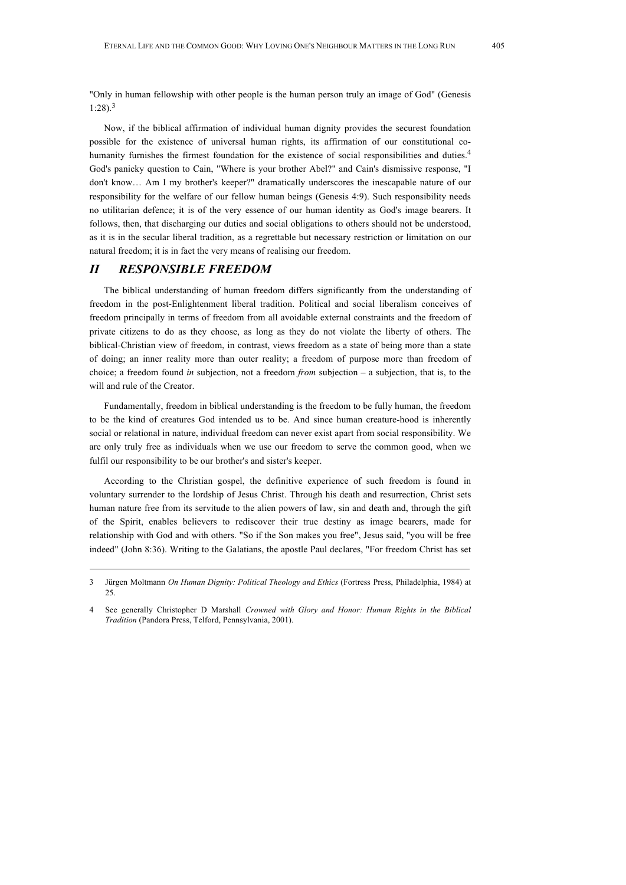"Only in human fellowship with other people is the human person truly an image of God" (Genesis 1:28).[3]

Now, if the biblical affirmation of individual human dignity provides the securest foundation possible for the existence of universal human rights, its affirmation of our constitutional co-humanity furnishes the firmest foundation for the existence of social responsibilities and duties.[4] God's panicky question to Cain, "Where is your brother Abel?" and Cain's dismissive response, "I don't know… Am I my brother's keeper?" dramatically underscores the inescapable nature of our responsibility for the welfare of our fellow human beings (Genesis 4:9). Such responsibility needs no utilitarian defence; it is of the very essence of our human identity as God's image bearers. It follows, then, that discharging our duties and social obligations to others should not be understood, as it is in the secular liberal tradition, as a regrettable but necessary restriction or limitation on our natural freedom; it is in fact the very means of realising our freedom.

## *II RESPONSIBLE FREEDOM*

The biblical understanding of human freedom differs significantly from the understanding of freedom in the post-Enlightenment liberal tradition. Political and social liberalism conceives of freedom principally in terms of freedom from all avoidable external constraints and the freedom of private citizens to do as they choose, as long as they do not violate the liberty of others. The biblical-Christian view of freedom, in contrast, views freedom as a state of being more than a state of doing; an inner reality more than outer reality; a freedom of purpose more than freedom of choice; a freedom found *in* subjection, not a freedom *from* subjection – a subjection, that is, to the will and rule of the Creator.

Fundamentally, freedom in biblical understanding is the freedom to be fully human, the freedom to be the kind of creatures God intended us to be. And since human creature-hood is inherently social or relational in nature, individual freedom can never exist apart from social responsibility. We are only truly free as individuals when we use our freedom to serve the common good, when we fulfil our responsibility to be our brother's and sister's keeper.

According to the Christian gospel, the definitive experience of such freedom is found in voluntary surrender to the lordship of Jesus Christ. Through his death and resurrection, Christ sets human nature free from its servitude to the alien powers of law, sin and death and, through the gift of the Spirit, enables believers to rediscover their true destiny as image bearers, made for relationship with God and with others. "So if the Son makes you free", Jesus said, "you will be free indeed" (John 8:36). Writing to the Galatians, the apostle Paul declares, "For freedom Christ has set

---

3 Jürgen Moltmann *On Human Dignity: Political Theology and Ethics* (Fortress Press, Philadelphia, 1984) at 25.

4 See generally Christopher D Marshall *Crowned with Glory and Honor: Human Rights in the Biblical Tradition* (Pandora Press, Telford, Pennsylvania, 2001).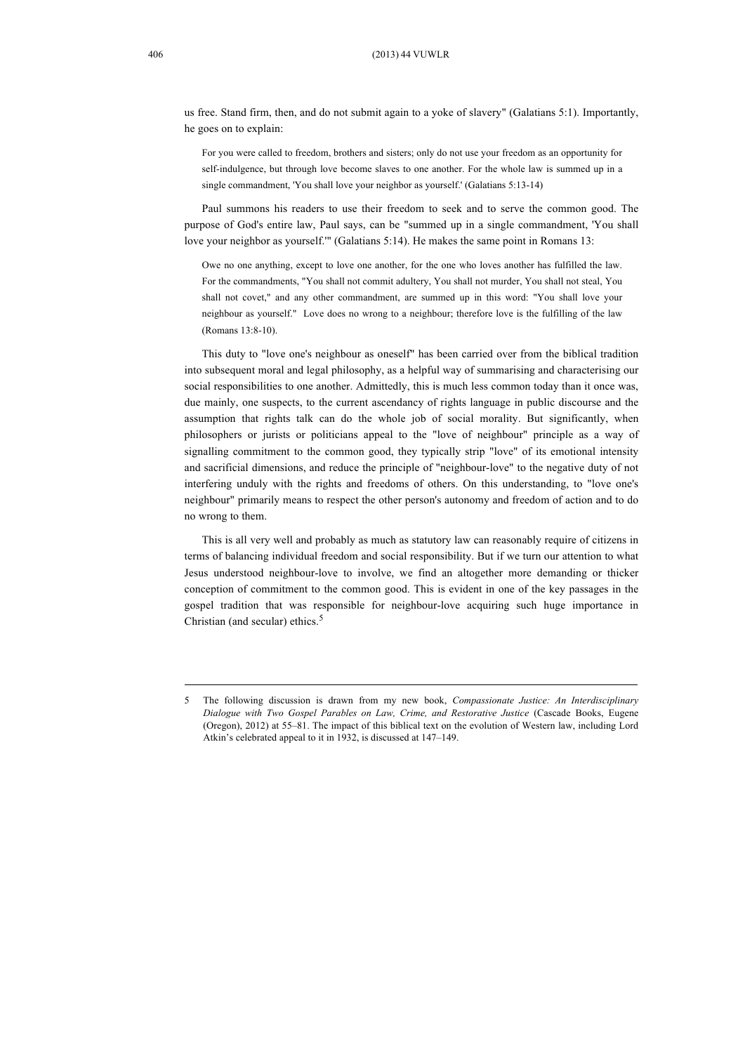us free. Stand firm, then, and do not submit again to a yoke of slavery" (Galatians 5:1). Importantly, he goes on to explain:

> For you were called to freedom, brothers and sisters; only do not use your freedom as an opportunity for self-indulgence, but through love become slaves to one another. For the whole law is summed up in a single commandment, 'You shall love your neighbor as yourself.' (Galatians 5:13-14)

Paul summons his readers to use their freedom to seek and to serve the common good. The purpose of God's entire law, Paul says, can be "summed up in a single commandment, 'You shall love your neighbor as yourself.'" (Galatians 5:14). He makes the same point in Romans 13:

> Owe no one anything, except to love one another, for the one who loves another has fulfilled the law. For the commandments, "You shall not commit adultery, You shall not murder, You shall not steal, You shall not covet," and any other commandment, are summed up in this word: "You shall love your neighbour as yourself." Love does no wrong to a neighbour; therefore love is the fulfilling of the law (Romans 13:8-10).

This duty to "love one's neighbour as oneself" has been carried over from the biblical tradition into subsequent moral and legal philosophy, as a helpful way of summarising and characterising our social responsibilities to one another. Admittedly, this is much less common today than it once was, due mainly, one suspects, to the current ascendancy of rights language in public discourse and the assumption that rights talk can do the whole job of social morality. But significantly, when philosophers or jurists or politicians appeal to the "love of neighbour" principle as a way of signalling commitment to the common good, they typically strip "love" of its emotional intensity and sacrificial dimensions, and reduce the principle of "neighbour-love" to the negative duty of not interfering unduly with the rights and freedoms of others. On this understanding, to "love one's neighbour" primarily means to respect the other person's autonomy and freedom of action and to do no wrong to them.

This is all very well and probably as much as statutory law can reasonably require of citizens in terms of balancing individual freedom and social responsibility. But if we turn our attention to what Jesus understood neighbour-love to involve, we find an altogether more demanding or thicker conception of commitment to the common good. This is evident in one of the key passages in the gospel tradition that was responsible for neighbour-love acquiring such huge importance in Christian (and secular) ethics.[5]

---

5 The following discussion is drawn from my new book, *Compassionate Justice: An Interdisciplinary Dialogue with Two Gospel Parables on Law, Crime, and Restorative Justice* (Cascade Books, Eugene (Oregon), 2012) at 55–81. The impact of this biblical text on the evolution of Western law, including Lord Atkin's celebrated appeal to it in 1932, is discussed at 147–149.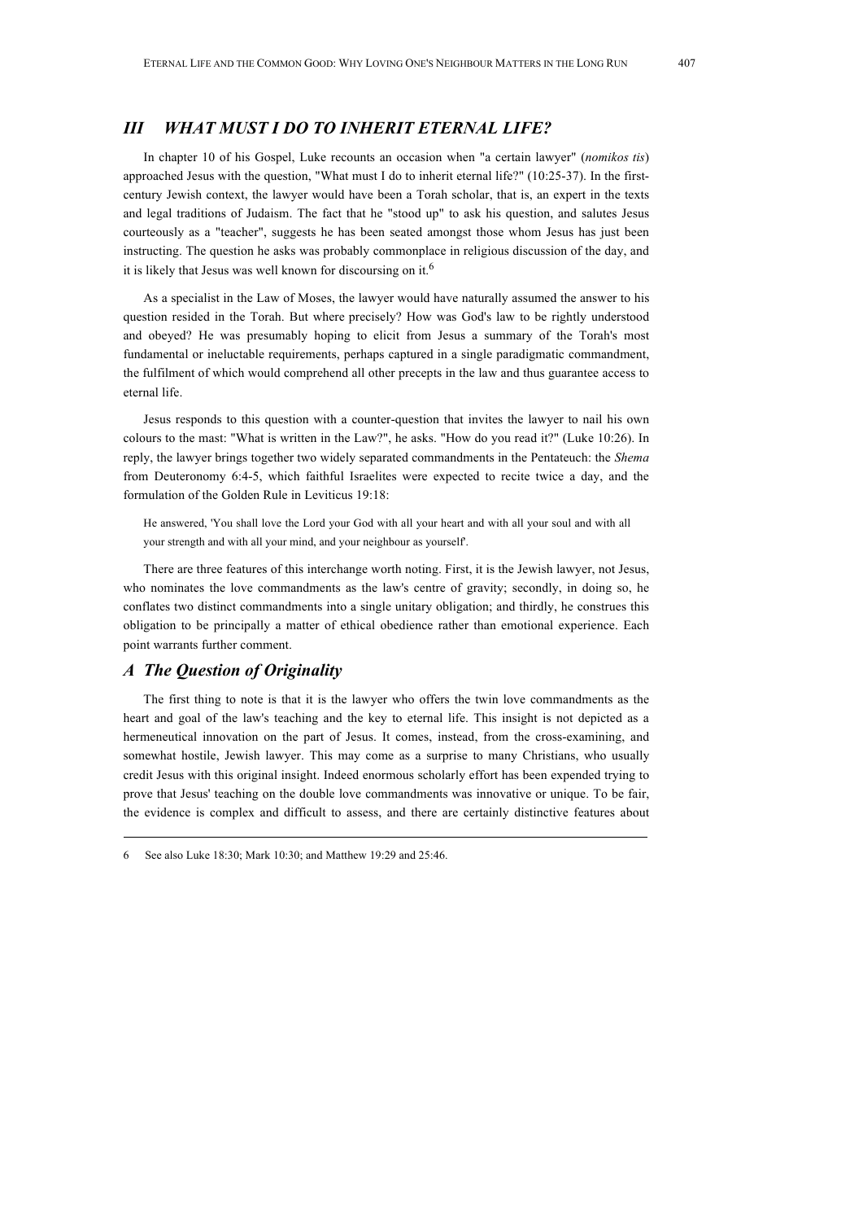## *III WHAT MUST I DO TO INHERIT ETERNAL LIFE?*

In chapter 10 of his Gospel, Luke recounts an occasion when "a certain lawyer" (*nomikos tis*) approached Jesus with the question, "What must I do to inherit eternal life?" (10:25-37). In the first-century Jewish context, the lawyer would have been a Torah scholar, that is, an expert in the texts and legal traditions of Judaism. The fact that he "stood up" to ask his question, and salutes Jesus courteously as a "teacher", suggests he has been seated amongst those whom Jesus has just been instructing. The question he asks was probably commonplace in religious discussion of the day, and it is likely that Jesus was well known for discoursing on it.[6]

As a specialist in the Law of Moses, the lawyer would have naturally assumed the answer to his question resided in the Torah. But where precisely? How was God's law to be rightly understood and obeyed? He was presumably hoping to elicit from Jesus a summary of the Torah's most fundamental or ineluctable requirements, perhaps captured in a single paradigmatic commandment, the fulfilment of which would comprehend all other precepts in the law and thus guarantee access to eternal life.

Jesus responds to this question with a counter-question that invites the lawyer to nail his own colours to the mast: "What is written in the Law?", he asks. "How do you read it?" (Luke 10:26). In reply, the lawyer brings together two widely separated commandments in the Pentateuch: the *Shema* from Deuteronomy 6:4-5, which faithful Israelites were expected to recite twice a day, and the formulation of the Golden Rule in Leviticus 19:18:

> He answered, 'You shall love the Lord your God with all your heart and with all your soul and with all your strength and with all your mind, and your neighbour as yourself'.

There are three features of this interchange worth noting. First, it is the Jewish lawyer, not Jesus, who nominates the love commandments as the law's centre of gravity; secondly, in doing so, he conflates two distinct commandments into a single unitary obligation; and thirdly, he construes this obligation to be principally a matter of ethical obedience rather than emotional experience. Each point warrants further comment.

### *A The Question of Originality*

The first thing to note is that it is the lawyer who offers the twin love commandments as the heart and goal of the law's teaching and the key to eternal life. This insight is not depicted as a hermeneutical innovation on the part of Jesus. It comes, instead, from the cross-examining, and somewhat hostile, Jewish lawyer. This may come as a surprise to many Christians, who usually credit Jesus with this original insight. Indeed enormous scholarly effort has been expended trying to prove that Jesus' teaching on the double love commandments was innovative or unique. To be fair, the evidence is complex and difficult to assess, and there are certainly distinctive features about

---

6 See also Luke 18:30; Mark 10:30; and Matthew 19:29 and 25:46.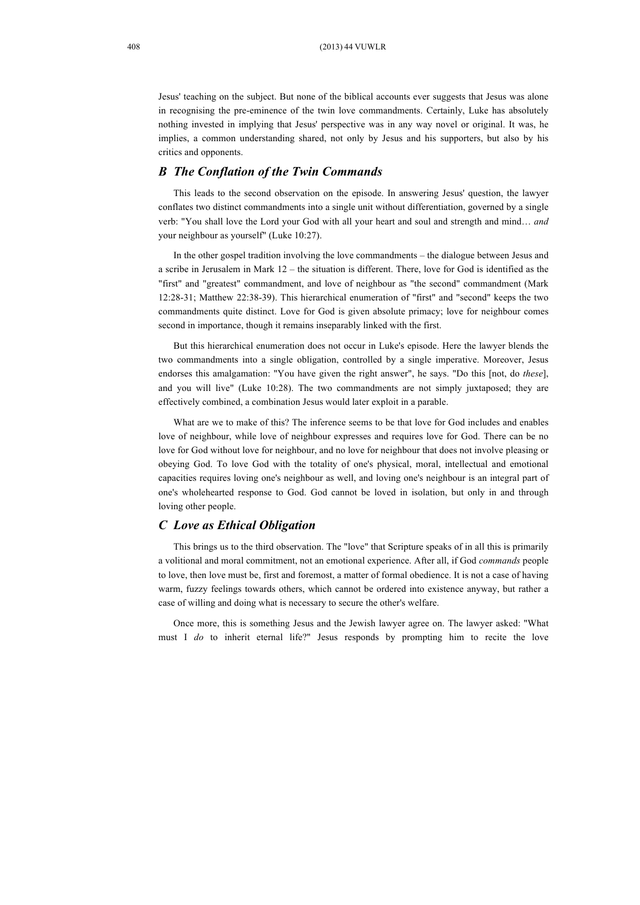Jesus' teaching on the subject. But none of the biblical accounts ever suggests that Jesus was alone in recognising the pre-eminence of the twin love commandments. Certainly, Luke has absolutely nothing invested in implying that Jesus' perspective was in any way novel or original. It was, he implies, a common understanding shared, not only by Jesus and his supporters, but also by his critics and opponents.

### *B The Conflation of the Twin Commands*

This leads to the second observation on the episode. In answering Jesus' question, the lawyer conflates two distinct commandments into a single unit without differentiation, governed by a single verb: "You shall love the Lord your God with all your heart and soul and strength and mind… *and* your neighbour as yourself" (Luke 10:27).

In the other gospel tradition involving the love commandments – the dialogue between Jesus and a scribe in Jerusalem in Mark 12 – the situation is different. There, love for God is identified as the "first" and "greatest" commandment, and love of neighbour as "the second" commandment (Mark 12:28-31; Matthew 22:38-39). This hierarchical enumeration of "first" and "second" keeps the two commandments quite distinct. Love for God is given absolute primacy; love for neighbour comes second in importance, though it remains inseparably linked with the first.

But this hierarchical enumeration does not occur in Luke's episode. Here the lawyer blends the two commandments into a single obligation, controlled by a single imperative. Moreover, Jesus endorses this amalgamation: "You have given the right answer", he says. "Do this [not, do *these*], and you will live" (Luke 10:28). The two commandments are not simply juxtaposed; they are effectively combined, a combination Jesus would later exploit in a parable.

What are we to make of this? The inference seems to be that love for God includes and enables love of neighbour, while love of neighbour expresses and requires love for God. There can be no love for God without love for neighbour, and no love for neighbour that does not involve pleasing or obeying God. To love God with the totality of one's physical, moral, intellectual and emotional capacities requires loving one's neighbour as well, and loving one's neighbour is an integral part of one's wholehearted response to God. God cannot be loved in isolation, but only in and through loving other people.

### *C Love as Ethical Obligation*

This brings us to the third observation. The "love" that Scripture speaks of in all this is primarily a volitional and moral commitment, not an emotional experience. After all, if God *commands* people to love, then love must be, first and foremost, a matter of formal obedience. It is not a case of having warm, fuzzy feelings towards others, which cannot be ordered into existence anyway, but rather a case of willing and doing what is necessary to secure the other's welfare.

Once more, this is something Jesus and the Jewish lawyer agree on. The lawyer asked: "What must I *do* to inherit eternal life?" Jesus responds by prompting him to recite the love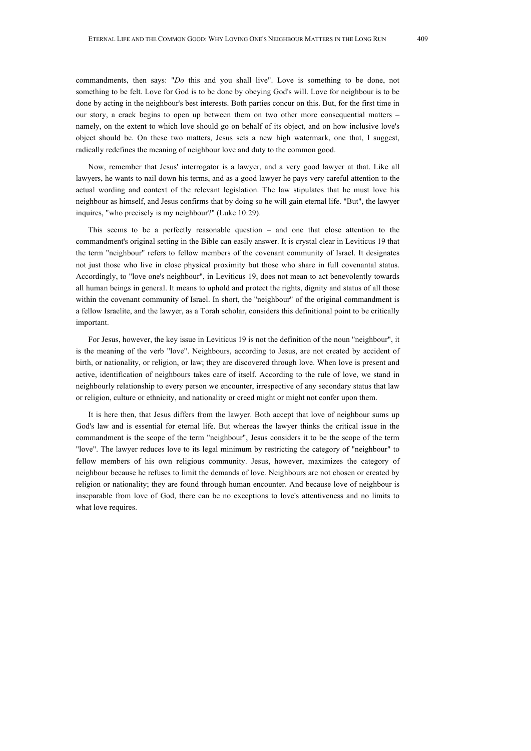commandments, then says: "*Do* this and you shall live". Love is something to be done, not something to be felt. Love for God is to be done by obeying God's will. Love for neighbour is to be done by acting in the neighbour's best interests. Both parties concur on this. But, for the first time in our story, a crack begins to open up between them on two other more consequential matters – namely, on the extent to which love should go on behalf of its object, and on how inclusive love's object should be. On these two matters, Jesus sets a new high watermark, one that, I suggest, radically redefines the meaning of neighbour love and duty to the common good.

Now, remember that Jesus' interrogator is a lawyer, and a very good lawyer at that. Like all lawyers, he wants to nail down his terms, and as a good lawyer he pays very careful attention to the actual wording and context of the relevant legislation. The law stipulates that he must love his neighbour as himself, and Jesus confirms that by doing so he will gain eternal life. "But", the lawyer inquires, "who precisely is my neighbour?" (Luke 10:29).

This seems to be a perfectly reasonable question – and one that close attention to the commandment's original setting in the Bible can easily answer. It is crystal clear in Leviticus 19 that the term "neighbour" refers to fellow members of the covenant community of Israel. It designates not just those who live in close physical proximity but those who share in full covenantal status. Accordingly, to "love one's neighbour", in Leviticus 19, does not mean to act benevolently towards all human beings in general. It means to uphold and protect the rights, dignity and status of all those within the covenant community of Israel. In short, the "neighbour" of the original commandment is a fellow Israelite, and the lawyer, as a Torah scholar, considers this definitional point to be critically important.

For Jesus, however, the key issue in Leviticus 19 is not the definition of the noun "neighbour", it is the meaning of the verb "love". Neighbours, according to Jesus, are not created by accident of birth, or nationality, or religion, or law; they are discovered through love. When love is present and active, identification of neighbours takes care of itself. According to the rule of love, we stand in neighbourly relationship to every person we encounter, irrespective of any secondary status that law or religion, culture or ethnicity, and nationality or creed might or might not confer upon them.

It is here then, that Jesus differs from the lawyer. Both accept that love of neighbour sums up God's law and is essential for eternal life. But whereas the lawyer thinks the critical issue in the commandment is the scope of the term "neighbour", Jesus considers it to be the scope of the term "love". The lawyer reduces love to its legal minimum by restricting the category of "neighbour" to fellow members of his own religious community. Jesus, however, maximizes the category of neighbour because he refuses to limit the demands of love. Neighbours are not chosen or created by religion or nationality; they are found through human encounter. And because love of neighbour is inseparable from love of God, there can be no exceptions to love's attentiveness and no limits to what love requires.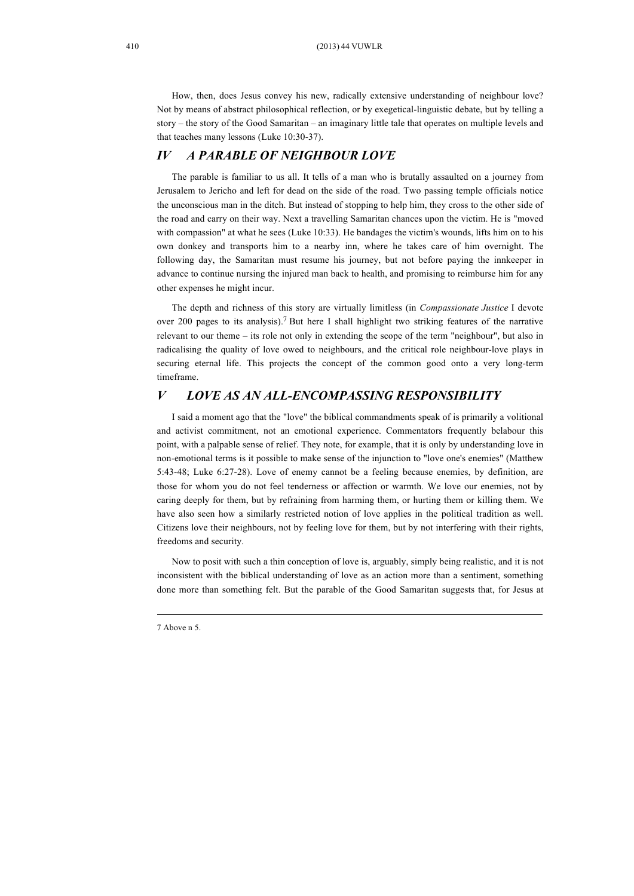How, then, does Jesus convey his new, radically extensive understanding of neighbour love? Not by means of abstract philosophical reflection, or by exegetical-linguistic debate, but by telling a story – the story of the Good Samaritan – an imaginary little tale that operates on multiple levels and that teaches many lessons (Luke 10:30-37).

## *IV A PARABLE OF NEIGHBOUR LOVE*

The parable is familiar to us all. It tells of a man who is brutally assaulted on a journey from Jerusalem to Jericho and left for dead on the side of the road. Two passing temple officials notice the unconscious man in the ditch. But instead of stopping to help him, they cross to the other side of the road and carry on their way. Next a travelling Samaritan chances upon the victim. He is "moved with compassion" at what he sees (Luke 10:33). He bandages the victim's wounds, lifts him on to his own donkey and transports him to a nearby inn, where he takes care of him overnight. The following day, the Samaritan must resume his journey, but not before paying the innkeeper in advance to continue nursing the injured man back to health, and promising to reimburse him for any other expenses he might incur.

The depth and richness of this story are virtually limitless (in *Compassionate Justice* I devote over 200 pages to its analysis).[7] But here I shall highlight two striking features of the narrative relevant to our theme – its role not only in extending the scope of the term "neighbour", but also in radicalising the quality of love owed to neighbours, and the critical role neighbour-love plays in securing eternal life. This projects the concept of the common good onto a very long-term timeframe.

## *V LOVE AS AN ALL-ENCOMPASSING RESPONSIBILITY*

I said a moment ago that the "love" the biblical commandments speak of is primarily a volitional and activist commitment, not an emotional experience. Commentators frequently belabour this point, with a palpable sense of relief. They note, for example, that it is only by understanding love in non-emotional terms is it possible to make sense of the injunction to "love one's enemies" (Matthew 5:43-48; Luke 6:27-28). Love of enemy cannot be a feeling because enemies, by definition, are those for whom you do not feel tenderness or affection or warmth. We love our enemies, not by caring deeply for them, but by refraining from harming them, or hurting them or killing them. We have also seen how a similarly restricted notion of love applies in the political tradition as well. Citizens love their neighbours, not by feeling love for them, but by not interfering with their rights, freedoms and security.

Now to posit with such a thin conception of love is, arguably, simply being realistic, and it is not inconsistent with the biblical understanding of love as an action more than a sentiment, something done more than something felt. But the parable of the Good Samaritan suggests that, for Jesus at

---

7 Above n 5.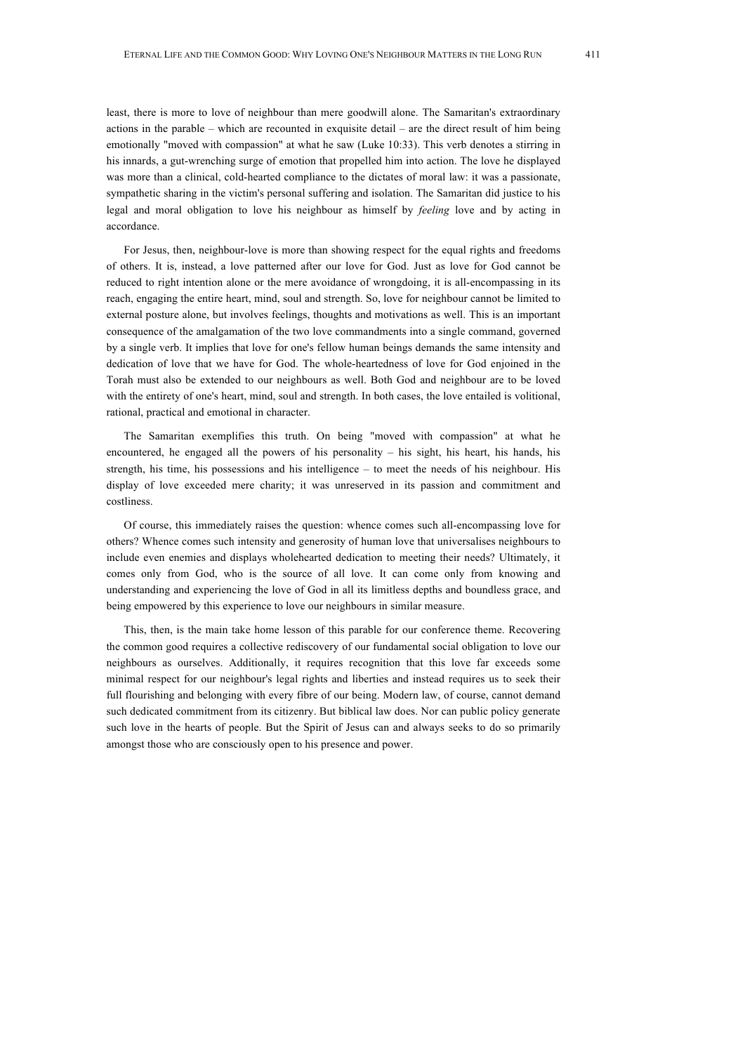least, there is more to love of neighbour than mere goodwill alone. The Samaritan's extraordinary actions in the parable – which are recounted in exquisite detail – are the direct result of him being emotionally "moved with compassion" at what he saw (Luke 10:33). This verb denotes a stirring in his innards, a gut-wrenching surge of emotion that propelled him into action. The love he displayed was more than a clinical, cold-hearted compliance to the dictates of moral law: it was a passionate, sympathetic sharing in the victim's personal suffering and isolation. The Samaritan did justice to his legal and moral obligation to love his neighbour as himself by *feeling* love and by acting in accordance.

For Jesus, then, neighbour-love is more than showing respect for the equal rights and freedoms of others. It is, instead, a love patterned after our love for God. Just as love for God cannot be reduced to right intention alone or the mere avoidance of wrongdoing, it is all-encompassing in its reach, engaging the entire heart, mind, soul and strength. So, love for neighbour cannot be limited to external posture alone, but involves feelings, thoughts and motivations as well. This is an important consequence of the amalgamation of the two love commandments into a single command, governed by a single verb. It implies that love for one's fellow human beings demands the same intensity and dedication of love that we have for God. The whole-heartedness of love for God enjoined in the Torah must also be extended to our neighbours as well. Both God and neighbour are to be loved with the entirety of one's heart, mind, soul and strength. In both cases, the love entailed is volitional, rational, practical and emotional in character.

The Samaritan exemplifies this truth. On being "moved with compassion" at what he encountered, he engaged all the powers of his personality – his sight, his heart, his hands, his strength, his time, his possessions and his intelligence – to meet the needs of his neighbour. His display of love exceeded mere charity; it was unreserved in its passion and commitment and costliness.

Of course, this immediately raises the question: whence comes such all-encompassing love for others? Whence comes such intensity and generosity of human love that universalises neighbours to include even enemies and displays wholehearted dedication to meeting their needs? Ultimately, it comes only from God, who is the source of all love. It can come only from knowing and understanding and experiencing the love of God in all its limitless depths and boundless grace, and being empowered by this experience to love our neighbours in similar measure.

This, then, is the main take home lesson of this parable for our conference theme. Recovering the common good requires a collective rediscovery of our fundamental social obligation to love our neighbours as ourselves. Additionally, it requires recognition that this love far exceeds some minimal respect for our neighbour's legal rights and liberties and instead requires us to seek their full flourishing and belonging with every fibre of our being. Modern law, of course, cannot demand such dedicated commitment from its citizenry. But biblical law does. Nor can public policy generate such love in the hearts of people. But the Spirit of Jesus can and always seeks to do so primarily amongst those who are consciously open to his presence and power.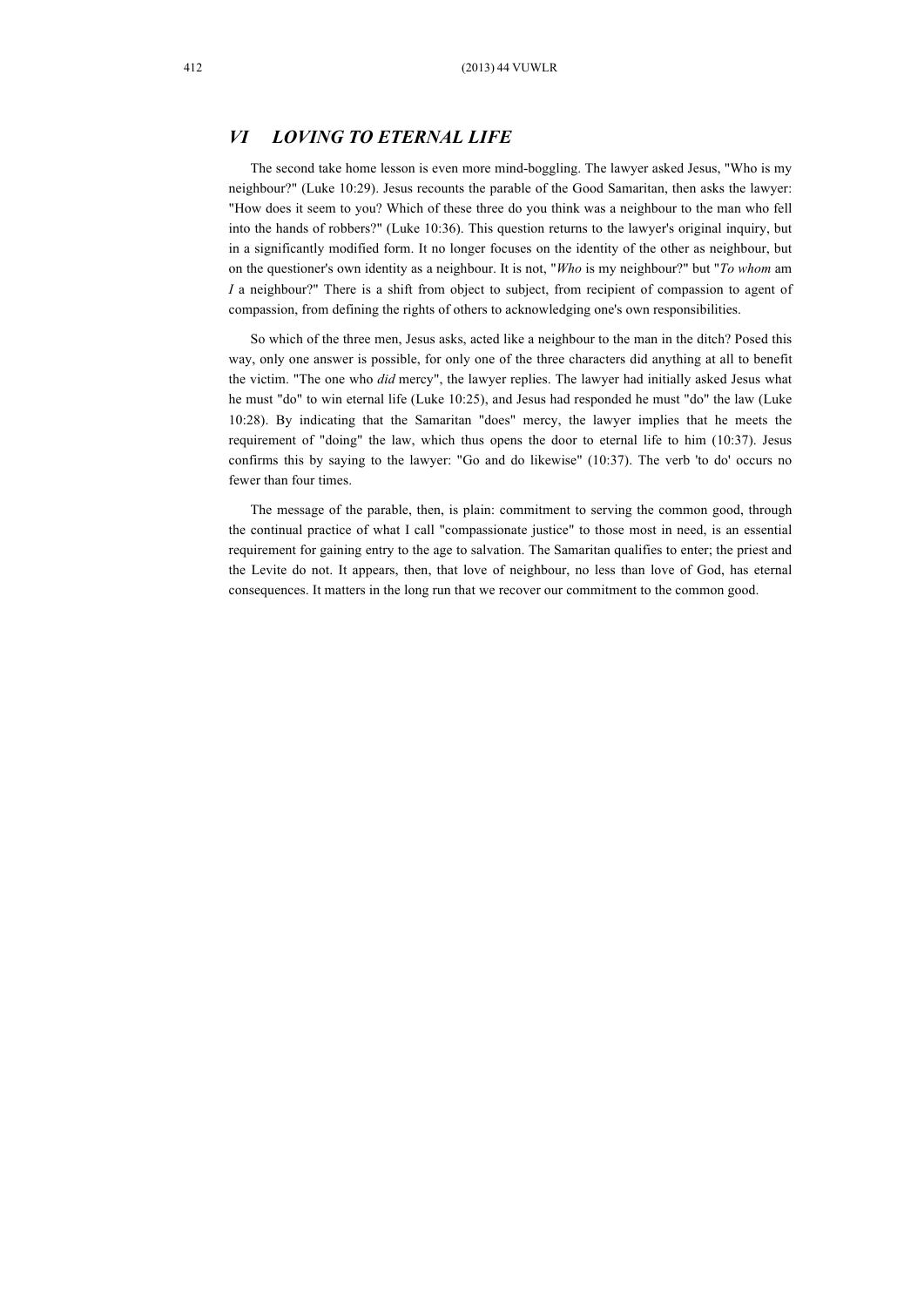## VI LOVING TO ETERNAL LIFE

The second take home lesson is even more mind-boggling. The lawyer asked Jesus, "Who is my neighbour?" (Luke 10:29). Jesus recounts the parable of the Good Samaritan, then asks the lawyer: "How does it seem to you? Which of these three do you think was a neighbour to the man who fell into the hands of robbers?" (Luke 10:36). This question returns to the lawyer's original inquiry, but in a significantly modified form. It no longer focuses on the identity of the other as neighbour, but on the questioner's own identity as a neighbour. It is not, "*Who* is my neighbour?" but "*To whom* am *I* a neighbour?" There is a shift from object to subject, from recipient of compassion to agent of compassion, from defining the rights of others to acknowledging one's own responsibilities.

So which of the three men, Jesus asks, acted like a neighbour to the man in the ditch? Posed this way, only one answer is possible, for only one of the three characters did anything at all to benefit the victim. "The one who *did* mercy", the lawyer replies. The lawyer had initially asked Jesus what he must "do" to win eternal life (Luke 10:25), and Jesus had responded he must "do" the law (Luke 10:28). By indicating that the Samaritan "does" mercy, the lawyer implies that he meets the requirement of "doing" the law, which thus opens the door to eternal life to him (10:37). Jesus confirms this by saying to the lawyer: "Go and do likewise" (10:37). The verb 'to do' occurs no fewer than four times.

The message of the parable, then, is plain: commitment to serving the common good, through the continual practice of what I call "compassionate justice" to those most in need, is an essential requirement for gaining entry to the age to salvation. The Samaritan qualifies to enter; the priest and the Levite do not. It appears, then, that love of neighbour, no less than love of God, has eternal consequences. It matters in the long run that we recover our commitment to the common good.